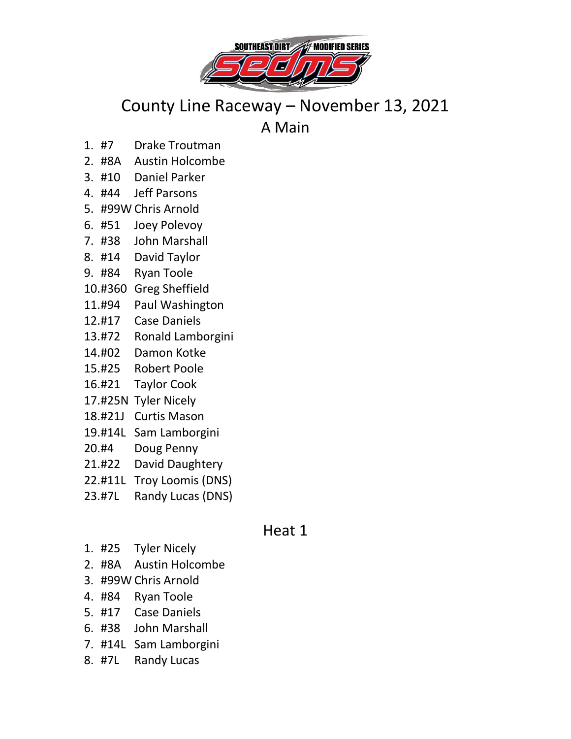# County Line Raceway – November 13, 2021

## A Main

1. #7 Drake Troutman
2. #8A Austin Holcombe
3. #10 Daniel Parker
4. #44 Jeff Parsons
5. #99W Chris Arnold
6. #51 Joey Polevoy
7. #38 John Marshall
8. #14 David Taylor
9. #84 Ryan Toole
10. #360 Greg Sheffield
11. #94 Paul Washington
12. #17 Case Daniels
13. #72 Ronald Lamborgini
14. #02 Damon Kotke
15. #25 Robert Poole
16. #21 Taylor Cook
17. #25N Tyler Nicely
18. #21J Curtis Mason
19. #14L Sam Lamborgini
20. #4 Doug Penny
21. #22 David Daughtery
22. #11L Troy Loomis (DNS)
23. #7L Randy Lucas (DNS)

## Heat 1

1. #25 Tyler Nicely
2. #8A Austin Holcombe
3. #99W Chris Arnold
4. #84 Ryan Toole
5. #17 Case Daniels
6. #38 John Marshall
7. #14L Sam Lamborgini
8. #7L Randy Lucas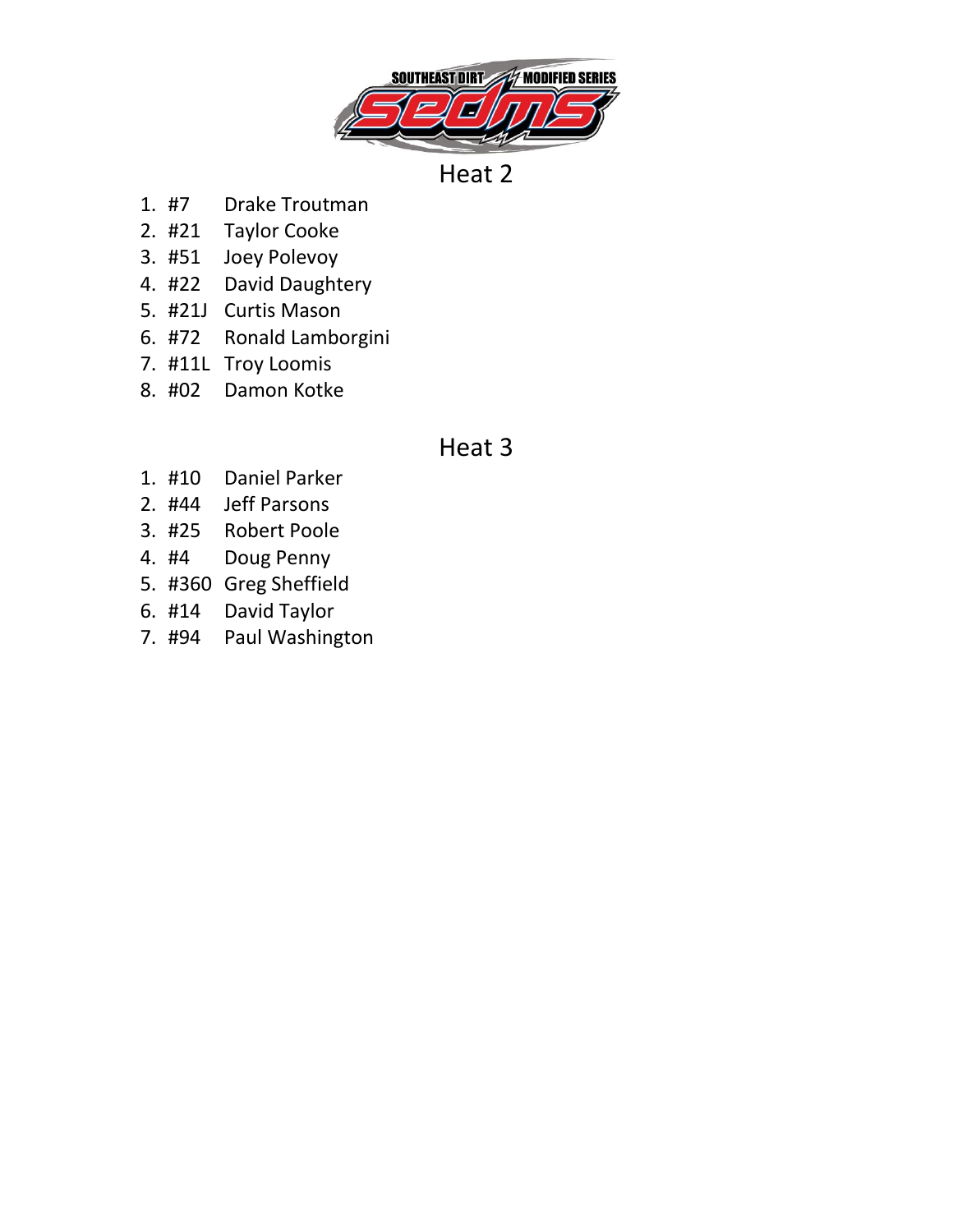## Heat 2

1. #7 Drake Troutman
2. #21 Taylor Cooke
3. #51 Joey Polevoy
4. #22 David Daughtery
5. #21J Curtis Mason
6. #72 Ronald Lamborgini
7. #11L Troy Loomis
8. #02 Damon Kotke

## Heat 3

1. #10 Daniel Parker
2. #44 Jeff Parsons
3. #25 Robert Poole
4. #4 Doug Penny
5. #360 Greg Sheffield
6. #14 David Taylor
7. #94 Paul Washington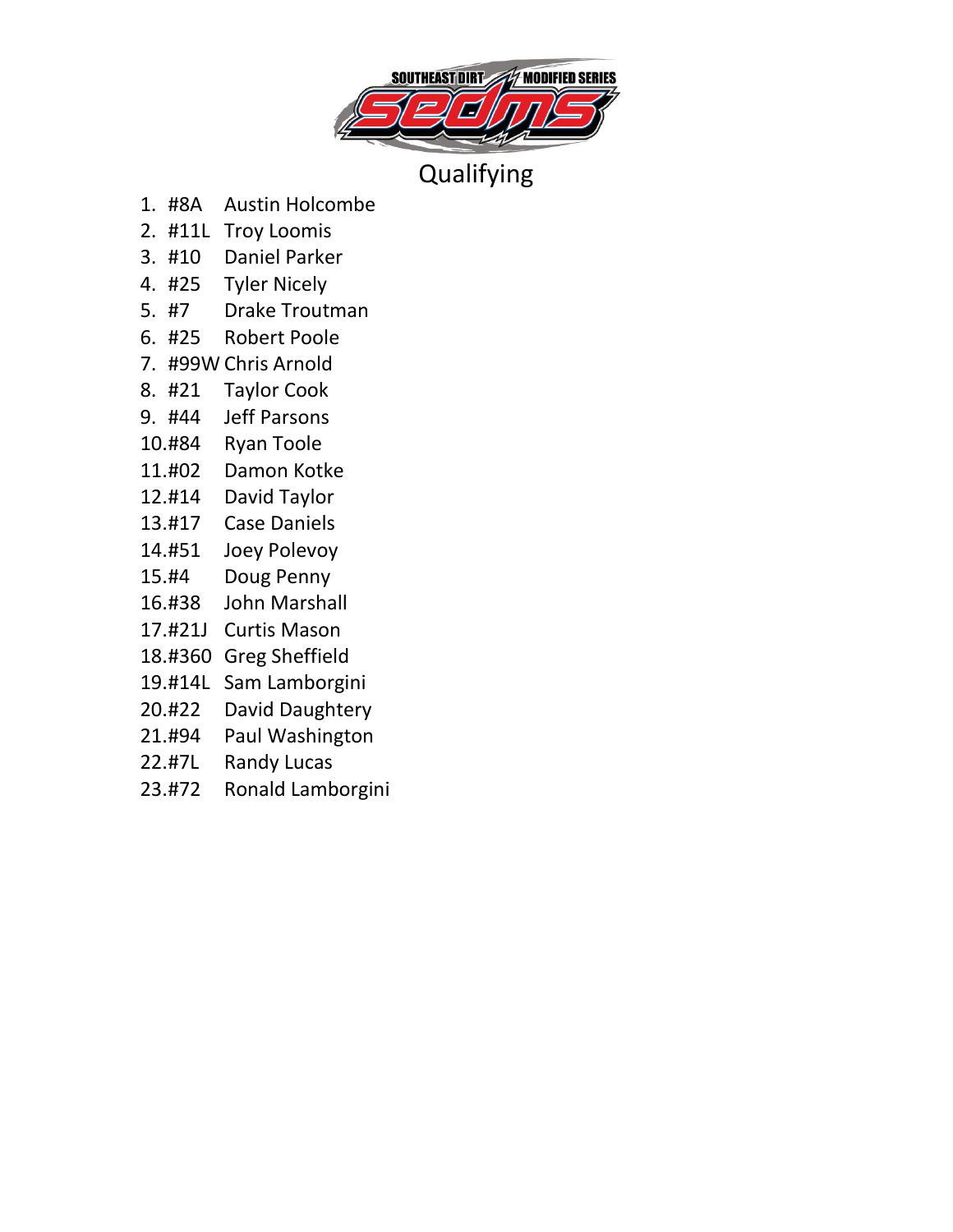SOUTHEAST DIRT MODIFIED SERIES

sedms

# Qualifying

1. #8A Austin Holcombe
2. #11L Troy Loomis
3. #10 Daniel Parker
4. #25 Tyler Nicely
5. #7 Drake Troutman
6. #25 Robert Poole
7. #99W Chris Arnold
8. #21 Taylor Cook
9. #44 Jeff Parsons
10. #84 Ryan Toole
11. #02 Damon Kotke
12. #14 David Taylor
13. #17 Case Daniels
14. #51 Joey Polevoy
15. #4 Doug Penny
16. #38 John Marshall
17. #21J Curtis Mason
18. #360 Greg Sheffield
19. #14L Sam Lamborgini
20. #22 David Daughtery
21. #94 Paul Washington
22. #7L Randy Lucas
23. #72 Ronald Lamborgini